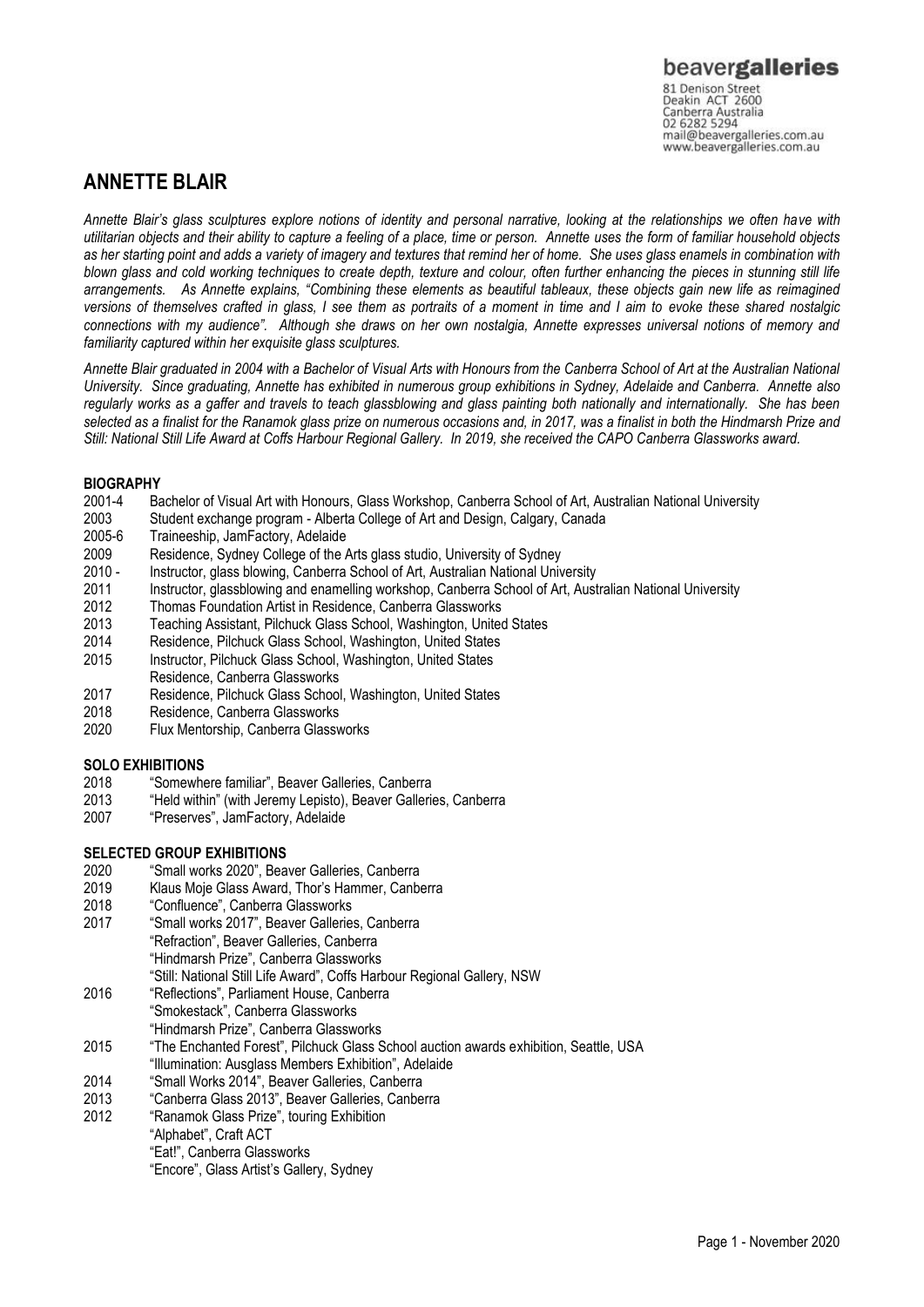beavergalleries

81 Denison Street
Deakin ACT 2600
Canberra Australia
02 6282 5294
mail@beavergalleries.com.au
www.beavergalleries.com.au

# ANNETTE BLAIR

*Annette Blair's glass sculptures explore notions of identity and personal narrative, looking at the relationships we often have with utilitarian objects and their ability to capture a feeling of a place, time or person. Annette uses the form of familiar household objects as her starting point and adds a variety of imagery and textures that remind her of home. She uses glass enamels in combination with blown glass and cold working techniques to create depth, texture and colour, often further enhancing the pieces in stunning still life arrangements. As Annette explains, "Combining these elements as beautiful tableaux, these objects gain new life as reimagined versions of themselves crafted in glass, I see them as portraits of a moment in time and I aim to evoke these shared nostalgic connections with my audience". Although she draws on her own nostalgia, Annette expresses universal notions of memory and familiarity captured within her exquisite glass sculptures.*

*Annette Blair graduated in 2004 with a Bachelor of Visual Arts with Honours from the Canberra School of Art at the Australian National University. Since graduating, Annette has exhibited in numerous group exhibitions in Sydney, Adelaide and Canberra. Annette also regularly works as a gaffer and travels to teach glassblowing and glass painting both nationally and internationally. She has been selected as a finalist for the Ranamok glass prize on numerous occasions and, in 2017, was a finalist in both the Hindmarsh Prize and Still: National Still Life Award at Coffs Harbour Regional Gallery. In 2019, she received the CAPO Canberra Glassworks award.*

## BIOGRAPHY

- 2001-4 Bachelor of Visual Art with Honours, Glass Workshop, Canberra School of Art, Australian National University
- 2003 Student exchange program - Alberta College of Art and Design, Calgary, Canada
- 2005-6 Traineeship, JamFactory, Adelaide
- 2009 Residence, Sydney College of the Arts glass studio, University of Sydney
- 2010 - Instructor, glass blowing, Canberra School of Art, Australian National University
- 2011 Instructor, glassblowing and enamelling workshop, Canberra School of Art, Australian National University
- 2012 Thomas Foundation Artist in Residence, Canberra Glassworks
- 2013 Teaching Assistant, Pilchuck Glass School, Washington, United States
- 2014 Residence, Pilchuck Glass School, Washington, United States
- 2015 Instructor, Pilchuck Glass School, Washington, United States
  Residence, Canberra Glassworks
- 2017 Residence, Pilchuck Glass School, Washington, United States
- 2018 Residence, Canberra Glassworks
- 2020 Flux Mentorship, Canberra Glassworks

## SOLO EXHIBITIONS

- 2018 "Somewhere familiar", Beaver Galleries, Canberra
- 2013 "Held within" (with Jeremy Lepisto), Beaver Galleries, Canberra
- 2007 "Preserves", JamFactory, Adelaide

## SELECTED GROUP EXHIBITIONS

- 2020 "Small works 2020", Beaver Galleries, Canberra
- 2019 Klaus Moje Glass Award, Thor's Hammer, Canberra
- 2018 "Confluence", Canberra Glassworks
- 2017 "Small works 2017", Beaver Galleries, Canberra
  "Refraction", Beaver Galleries, Canberra
  "Hindmarsh Prize", Canberra Glassworks
  "Still: National Still Life Award", Coffs Harbour Regional Gallery, NSW
- 2016 "Reflections", Parliament House, Canberra
  "Smokestack", Canberra Glassworks
  "Hindmarsh Prize", Canberra Glassworks
- 2015 "The Enchanted Forest", Pilchuck Glass School auction awards exhibition, Seattle, USA
  "Illumination: Ausglass Members Exhibition", Adelaide
- 2014 "Small Works 2014", Beaver Galleries, Canberra
- 2013 "Canberra Glass 2013", Beaver Galleries, Canberra
- 2012 "Ranamok Glass Prize", touring Exhibition
  "Alphabet", Craft ACT
  "Eat!", Canberra Glassworks
  "Encore", Glass Artist's Gallery, Sydney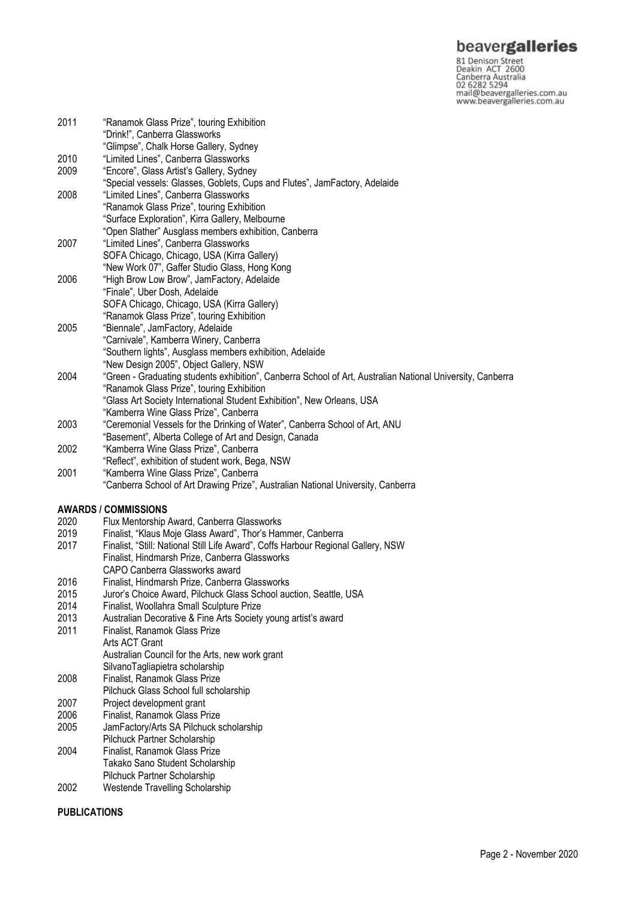| | |
|---|---|
| 2011 | "Ranamok Glass Prize", touring Exhibition |
| | "Drink!", Canberra Glassworks |
| | "Glimpse", Chalk Horse Gallery, Sydney |
| 2010 | "Limited Lines", Canberra Glassworks |
| 2009 | "Encore", Glass Artist's Gallery, Sydney |
| | "Special vessels: Glasses, Goblets, Cups and Flutes", JamFactory, Adelaide |
| 2008 | "Limited Lines", Canberra Glassworks |
| | "Ranamok Glass Prize", touring Exhibition |
| | "Surface Exploration", Kirra Gallery, Melbourne |
| | "Open Slather" Ausglass members exhibition, Canberra |
| 2007 | "Limited Lines", Canberra Glassworks |
| | SOFA Chicago, Chicago, USA (Kirra Gallery) |
| | "New Work 07", Gaffer Studio Glass, Hong Kong |
| 2006 | "High Brow Low Brow", JamFactory, Adelaide |
| | "Finale", Uber Dosh, Adelaide |
| | SOFA Chicago, Chicago, USA (Kirra Gallery) |
| | "Ranamok Glass Prize", touring Exhibition |
| 2005 | "Biennale", JamFactory, Adelaide |
| | "Carnivale", Kamberra Winery, Canberra |
| | "Southern lights", Ausglass members exhibition, Adelaide |
| | "New Design 2005", Object Gallery, NSW |
| 2004 | "Green - Graduating students exhibition", Canberra School of Art, Australian National University, Canberra |
| | "Ranamok Glass Prize", touring Exhibition |
| | "Glass Art Society International Student Exhibition", New Orleans, USA |
| | "Kamberra Wine Glass Prize", Canberra |
| 2003 | "Ceremonial Vessels for the Drinking of Water", Canberra School of Art, ANU |
| | "Basement", Alberta College of Art and Design, Canada |
| 2002 | "Kamberra Wine Glass Prize", Canberra |
| | "Reflect", exhibition of student work, Bega, NSW |
| 2001 | "Kamberra Wine Glass Prize", Canberra |
| | "Canberra School of Art Drawing Prize", Australian National University, Canberra |

**AWARDS / COMMISSIONS**

| | |
|---|---|
| 2020 | Flux Mentorship Award, Canberra Glassworks |
| 2019 | Finalist, "Klaus Moje Glass Award", Thor's Hammer, Canberra |
| 2017 | Finalist, "Still: National Still Life Award", Coffs Harbour Regional Gallery, NSW |
| | Finalist, Hindmarsh Prize, Canberra Glassworks |
| | CAPO Canberra Glassworks award |
| 2016 | Finalist, Hindmarsh Prize, Canberra Glassworks |
| 2015 | Juror's Choice Award, Pilchuck Glass School auction, Seattle, USA |
| 2014 | Finalist, Woollahra Small Sculpture Prize |
| 2013 | Australian Decorative & Fine Arts Society young artist's award |
| 2011 | Finalist, Ranamok Glass Prize |
| | Arts ACT Grant |
| | Australian Council for the Arts, new work grant |
| | SilvanoTagliapietra scholarship |
| 2008 | Finalist, Ranamok Glass Prize |
| | Pilchuck Glass School full scholarship |
| 2007 | Project development grant |
| 2006 | Finalist, Ranamok Glass Prize |
| 2005 | JamFactory/Arts SA Pilchuck scholarship |
| | Pilchuck Partner Scholarship |
| 2004 | Finalist, Ranamok Glass Prize |
| | Takako Sano Student Scholarship |
| | Pilchuck Partner Scholarship |
| 2002 | Westende Travelling Scholarship |

**PUBLICATIONS**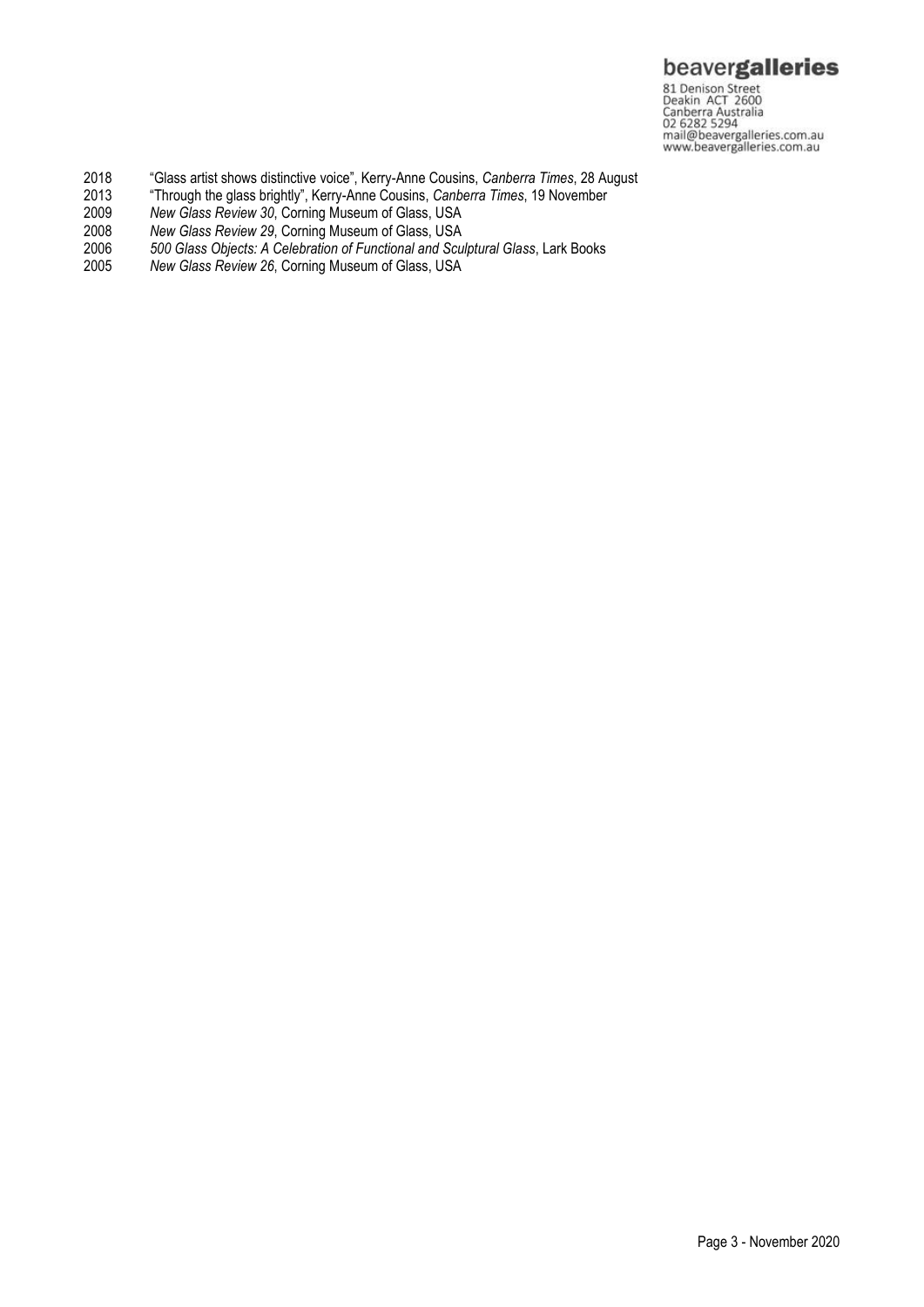2018 "Glass artist shows distinctive voice", Kerry-Anne Cousins, *Canberra Times*, 28 August

2013 "Through the glass brightly", Kerry-Anne Cousins, *Canberra Times*, 19 November

2009 *New Glass Review 30*, Corning Museum of Glass, USA

2008 *New Glass Review 29*, Corning Museum of Glass, USA

2006 *500 Glass Objects: A Celebration of Functional and Sculptural Glass*, Lark Books

2005 *New Glass Review 26*, Corning Museum of Glass, USA